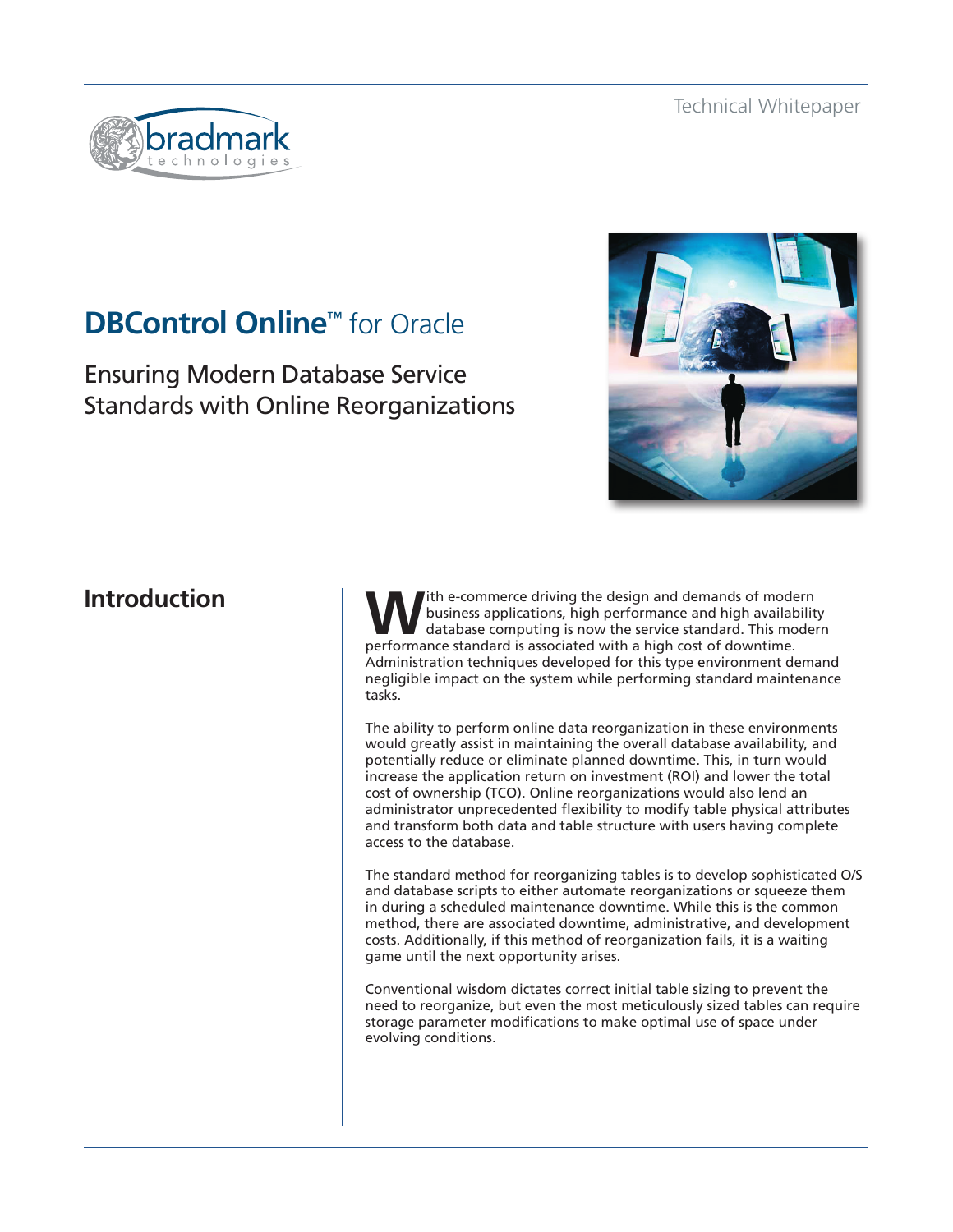Technical Whitepaper

# DBControl Online™ for Oracle

## Ensuring Modern Database Service Standards with Online Reorganizations

## Introduction

With e-commerce driving the design and demands of modern business applications, high performance and high availability database computing is now the service standard. This modern performance standard is associated with a high cost of downtime. Administration techniques developed for this type environment demand negligible impact on the system while performing standard maintenance tasks.

The ability to perform online data reorganization in these environments would greatly assist in maintaining the overall database availability, and potentially reduce or eliminate planned downtime. This, in turn would increase the application return on investment (ROI) and lower the total cost of ownership (TCO). Online reorganizations would also lend an administrator unprecedented flexibility to modify table physical attributes and transform both data and table structure with users having complete access to the database.

The standard method for reorganizing tables is to develop sophisticated O/S and database scripts to either automate reorganizations or squeeze them in during a scheduled maintenance downtime. While this is the common method, there are associated downtime, administrative, and development costs. Additionally, if this method of reorganization fails, it is a waiting game until the next opportunity arises.

Conventional wisdom dictates correct initial table sizing to prevent the need to reorganize, but even the most meticulously sized tables can require storage parameter modifications to make optimal use of space under evolving conditions.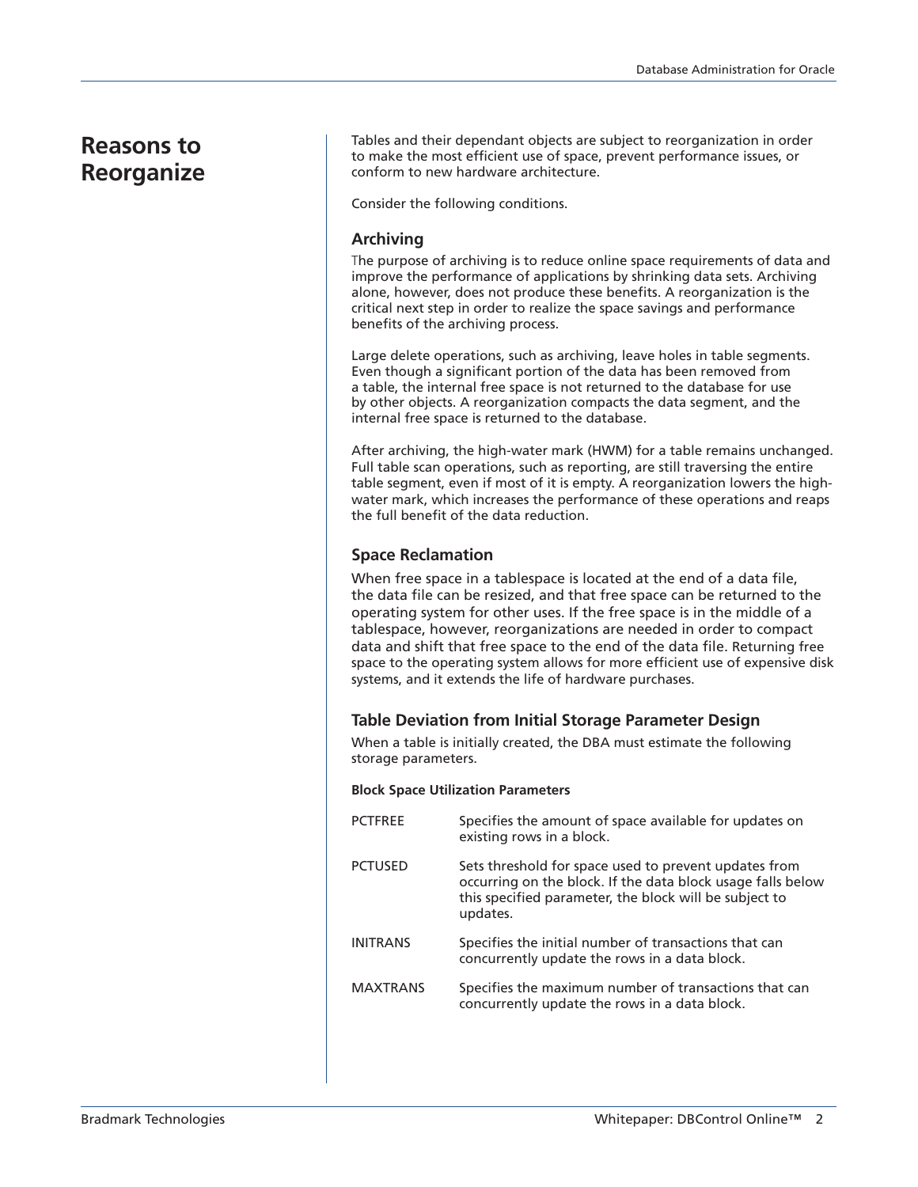# Reasons to Reorganize

Tables and their dependant objects are subject to reorganization in order to make the most efficient use of space, prevent performance issues, or conform to new hardware architecture.

Consider the following conditions.

## Archiving

The purpose of archiving is to reduce online space requirements of data and improve the performance of applications by shrinking data sets. Archiving alone, however, does not produce these benefits. A reorganization is the critical next step in order to realize the space savings and performance benefits of the archiving process.

Large delete operations, such as archiving, leave holes in table segments. Even though a significant portion of the data has been removed from a table, the internal free space is not returned to the database for use by other objects. A reorganization compacts the data segment, and the internal free space is returned to the database.

After archiving, the high-water mark (HWM) for a table remains unchanged. Full table scan operations, such as reporting, are still traversing the entire table segment, even if most of it is empty. A reorganization lowers the high-water mark, which increases the performance of these operations and reaps the full benefit of the data reduction.

## Space Reclamation

When free space in a tablespace is located at the end of a data file, the data file can be resized, and that free space can be returned to the operating system for other uses. If the free space is in the middle of a tablespace, however, reorganizations are needed in order to compact data and shift that free space to the end of the data file. Returning free space to the operating system allows for more efficient use of expensive disk systems, and it extends the life of hardware purchases.

## Table Deviation from Initial Storage Parameter Design

When a table is initially created, the DBA must estimate the following storage parameters.

**Block Space Utilization Parameters**

| | |
|---|---|
| PCTFREE | Specifies the amount of space available for updates on existing rows in a block. |
| PCTUSED | Sets threshold for space used to prevent updates from occurring on the block. If the data block usage falls below this specified parameter, the block will be subject to updates. |
| INITRANS | Specifies the initial number of transactions that can concurrently update the rows in a data block. |
| MAXTRANS | Specifies the maximum number of transactions that can concurrently update the rows in a data block. |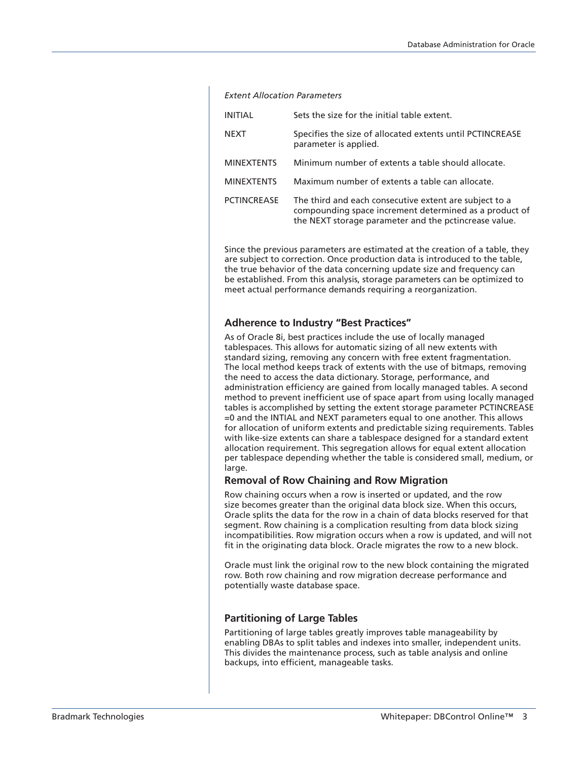*Extent Allocation Parameters*

| | |
|---|---|
| INITIAL | Sets the size for the initial table extent. |
| NEXT | Specifies the size of allocated extents until PCTINCREASE parameter is applied. |
| MINEXTENTS | Minimum number of extents a table should allocate. |
| MINEXTENTS | Maximum number of extents a table can allocate. |
| PCTINCREASE | The third and each consecutive extent are subject to a compounding space increment determined as a product of the NEXT storage parameter and the pctincrease value. |

Since the previous parameters are estimated at the creation of a table, they are subject to correction. Once production data is introduced to the table, the true behavior of the data concerning update size and frequency can be established. From this analysis, storage parameters can be optimized to meet actual performance demands requiring a reorganization.

### Adherence to Industry "Best Practices"

As of Oracle 8i, best practices include the use of locally managed tablespaces. This allows for automatic sizing of all new extents with standard sizing, removing any concern with free extent fragmentation. The local method keeps track of extents with the use of bitmaps, removing the need to access the data dictionary. Storage, performance, and administration efficiency are gained from locally managed tables. A second method to prevent inefficient use of space apart from using locally managed tables is accomplished by setting the extent storage parameter PCTINCREASE =0 and the INTIAL and NEXT parameters equal to one another. This allows for allocation of uniform extents and predictable sizing requirements. Tables with like-size extents can share a tablespace designed for a standard extent allocation requirement. This segregation allows for equal extent allocation per tablespace depending whether the table is considered small, medium, or large.

### Removal of Row Chaining and Row Migration

Row chaining occurs when a row is inserted or updated, and the row size becomes greater than the original data block size. When this occurs, Oracle splits the data for the row in a chain of data blocks reserved for that segment. Row chaining is a complication resulting from data block sizing incompatibilities. Row migration occurs when a row is updated, and will not fit in the originating data block. Oracle migrates the row to a new block.

Oracle must link the original row to the new block containing the migrated row. Both row chaining and row migration decrease performance and potentially waste database space.

### Partitioning of Large Tables

Partitioning of large tables greatly improves table manageability by enabling DBAs to split tables and indexes into smaller, independent units. This divides the maintenance process, such as table analysis and online backups, into efficient, manageable tasks.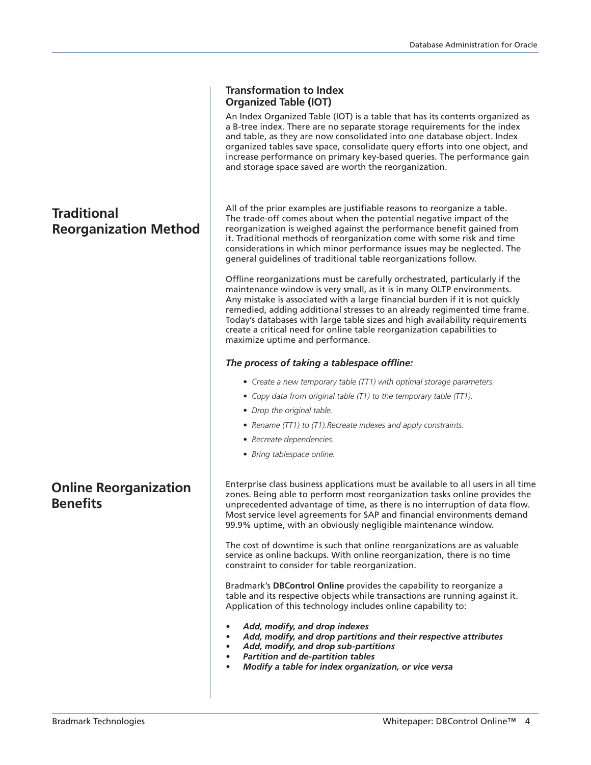### Transformation to Index Organized Table (IOT)

An Index Organized Table (IOT) is a table that has its contents organized as a B-tree index. There are no separate storage requirements for the index and table, as they are now consolidated into one database object. Index organized tables save space, consolidate query efforts into one object, and increase performance on primary key-based queries. The performance gain and storage space saved are worth the reorganization.

## Traditional Reorganization Method

All of the prior examples are justifiable reasons to reorganize a table. The trade-off comes about when the potential negative impact of the reorganization is weighed against the performance benefit gained from it. Traditional methods of reorganization come with some risk and time considerations in which minor performance issues may be neglected. The general guidelines of traditional table reorganizations follow.

Offline reorganizations must be carefully orchestrated, particularly if the maintenance window is very small, as it is in many OLTP environments. Any mistake is associated with a large financial burden if it is not quickly remedied, adding additional stresses to an already regimented time frame. Today's databases with large table sizes and high availability requirements create a critical need for online table reorganization capabilities to maximize uptime and performance.

***The process of taking a tablespace offline:***

- *Create a new temporary table (TT1) with optimal storage parameters.*
- *Copy data from original table (T1) to the temporary table (TT1).*
- *Drop the original table.*
- *Rename (TT1) to (T1).Recreate indexes and apply constraints.*
- *Recreate dependencies.*
- *Bring tablespace online.*

## Online Reorganization Benefits

Enterprise class business applications must be available to all users in all time zones. Being able to perform most reorganization tasks online provides the unprecedented advantage of time, as there is no interruption of data flow. Most service level agreements for SAP and financial environments demand 99.9% uptime, with an obviously negligible maintenance window.

The cost of downtime is such that online reorganizations are as valuable service as online backups. With online reorganization, there is no time constraint to consider for table reorganization.

Bradmark's **DBControl Online** provides the capability to reorganize a table and its respective objects while transactions are running against it. Application of this technology includes online capability to:

- ***Add, modify, and drop indexes***
- ***Add, modify, and drop partitions and their respective attributes***
- ***Add, modify, and drop sub-partitions***
- ***Partition and de-partition tables***
- ***Modify a table for index organization, or vice versa***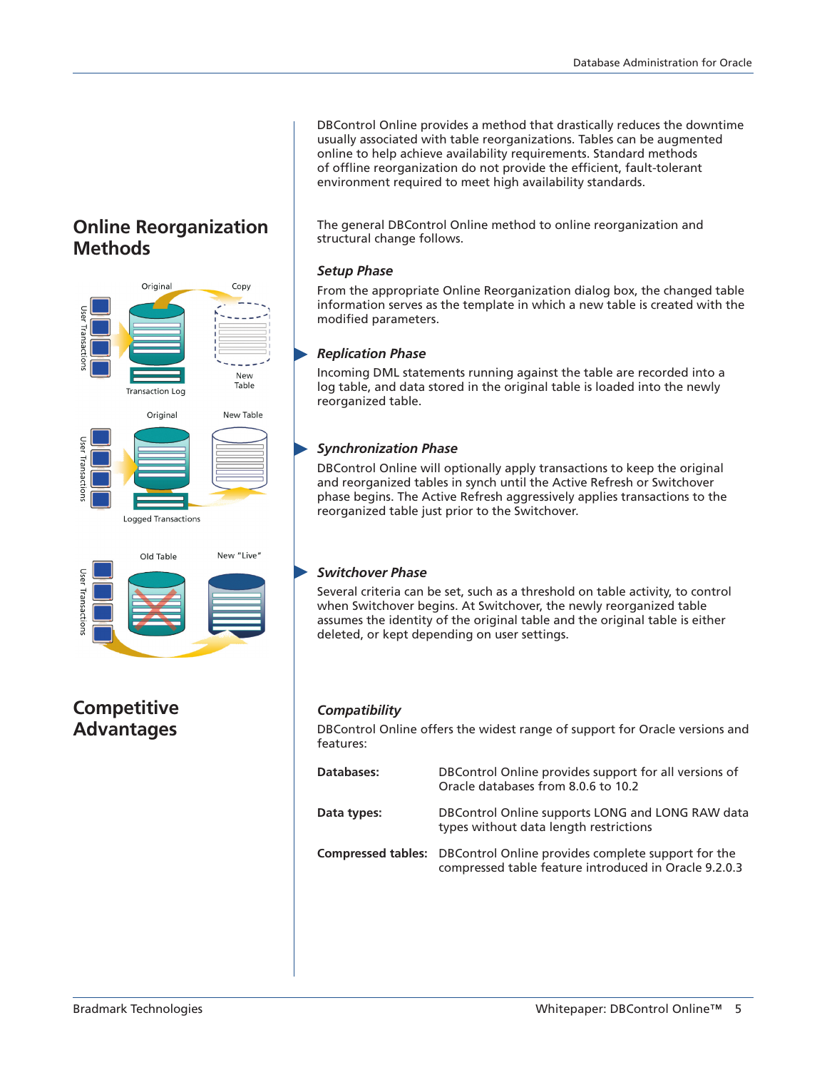## Online Reorganization Methods

DBControl Online provides a method that drastically reduces the downtime usually associated with table reorganizations. Tables can be augmented online to help achieve availability requirements. Standard methods of offline reorganization do not provide the efficient, fault-tolerant environment required to meet high availability standards.

The general DBControl Online method to online reorganization and structural change follows.

### *Setup Phase*

From the appropriate Online Reorganization dialog box, the changed table information serves as the template in which a new table is created with the modified parameters.

### *Replication Phase*

Incoming DML statements running against the table are recorded into a log table, and data stored in the original table is loaded into the newly reorganized table.

### *Synchronization Phase*

DBControl Online will optionally apply transactions to keep the original and reorganized tables in synch until the Active Refresh or Switchover phase begins. The Active Refresh aggressively applies transactions to the reorganized table just prior to the Switchover.

### *Switchover Phase*

Several criteria can be set, such as a threshold on table activity, to control when Switchover begins. At Switchover, the newly reorganized table assumes the identity of the original table and the original table is either deleted, or kept depending on user settings.

## Competitive Advantages

### *Compatibility*

DBControl Online offers the widest range of support for Oracle versions and features:

| | |
|---|---|
| **Databases:** | DBControl Online provides support for all versions of Oracle databases from 8.0.6 to 10.2 |
| **Data types:** | DBControl Online supports LONG and LONG RAW data types without data length restrictions |
| **Compressed tables:** | DBControl Online provides complete support for the compressed table feature introduced in Oracle 9.2.0.3 |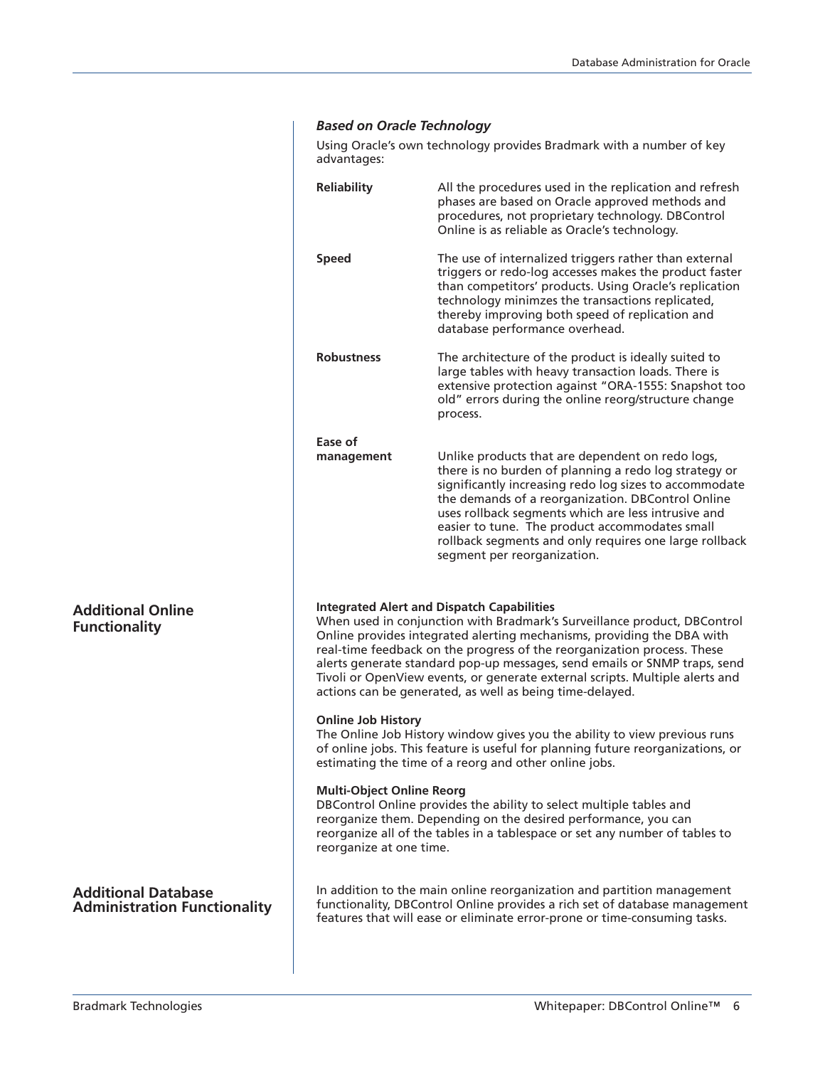### *Based on Oracle Technology*

Using Oracle's own technology provides Bradmark with a number of key advantages:

| | |
|---|---|
| **Reliability** | All the procedures used in the replication and refresh phases are based on Oracle approved methods and procedures, not proprietary technology. DBControl Online is as reliable as Oracle's technology. |
| **Speed** | The use of internalized triggers rather than external triggers or redo-log accesses makes the product faster than competitors' products. Using Oracle's replication technology minimzes the transactions replicated, thereby improving both speed of replication and database performance overhead. |
| **Robustness** | The architecture of the product is ideally suited to large tables with heavy transaction loads. There is extensive protection against "ORA-1555: Snapshot too old" errors during the online reorg/structure change process. |
| **Ease of management** | Unlike products that are dependent on redo logs, there is no burden of planning a redo log strategy or significantly increasing redo log sizes to accommodate the demands of a reorganization. DBControl Online uses rollback segments which are less intrusive and easier to tune. The product accommodates small rollback segments and only requires one large rollback segment per reorganization. |

## Additional Online Functionality

**Integrated Alert and Dispatch Capabilities**
When used in conjunction with Bradmark's Surveillance product, DBControl Online provides integrated alerting mechanisms, providing the DBA with real-time feedback on the progress of the reorganization process. These alerts generate standard pop-up messages, send emails or SNMP traps, send Tivoli or OpenView events, or generate external scripts. Multiple alerts and actions can be generated, as well as being time-delayed.

**Online Job History**
The Online Job History window gives you the ability to view previous runs of online jobs. This feature is useful for planning future reorganizations, or estimating the time of a reorg and other online jobs.

**Multi-Object Online Reorg**
DBControl Online provides the ability to select multiple tables and reorganize them. Depending on the desired performance, you can reorganize all of the tables in a tablespace or set any number of tables to reorganize at one time.

## Additional Database Administration Functionality

In addition to the main online reorganization and partition management functionality, DBControl Online provides a rich set of database management features that will ease or eliminate error-prone or time-consuming tasks.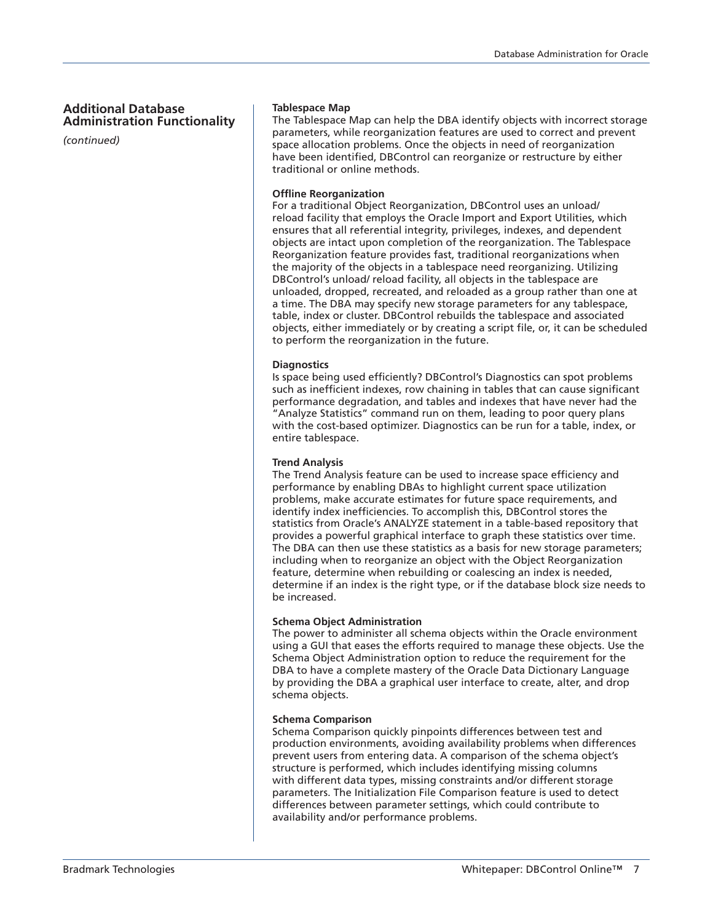## Additional Database Administration Functionality

*(continued)*

**Tablespace Map**

The Tablespace Map can help the DBA identify objects with incorrect storage parameters, while reorganization features are used to correct and prevent space allocation problems. Once the objects in need of reorganization have been identified, DBControl can reorganize or restructure by either traditional or online methods.

**Offline Reorganization**

For a traditional Object Reorganization, DBControl uses an unload/ reload facility that employs the Oracle Import and Export Utilities, which ensures that all referential integrity, privileges, indexes, and dependent objects are intact upon completion of the reorganization. The Tablespace Reorganization feature provides fast, traditional reorganizations when the majority of the objects in a tablespace need reorganizing. Utilizing DBControl's unload/ reload facility, all objects in the tablespace are unloaded, dropped, recreated, and reloaded as a group rather than one at a time. The DBA may specify new storage parameters for any tablespace, table, index or cluster. DBControl rebuilds the tablespace and associated objects, either immediately or by creating a script file, or, it can be scheduled to perform the reorganization in the future.

**Diagnostics**

Is space being used efficiently? DBControl's Diagnostics can spot problems such as inefficient indexes, row chaining in tables that can cause significant performance degradation, and tables and indexes that have never had the "Analyze Statistics" command run on them, leading to poor query plans with the cost-based optimizer. Diagnostics can be run for a table, index, or entire tablespace.

**Trend Analysis**

The Trend Analysis feature can be used to increase space efficiency and performance by enabling DBAs to highlight current space utilization problems, make accurate estimates for future space requirements, and identify index inefficiencies. To accomplish this, DBControl stores the statistics from Oracle's ANALYZE statement in a table-based repository that provides a powerful graphical interface to graph these statistics over time. The DBA can then use these statistics as a basis for new storage parameters; including when to reorganize an object with the Object Reorganization feature, determine when rebuilding or coalescing an index is needed, determine if an index is the right type, or if the database block size needs to be increased.

**Schema Object Administration**

The power to administer all schema objects within the Oracle environment using a GUI that eases the efforts required to manage these objects. Use the Schema Object Administration option to reduce the requirement for the DBA to have a complete mastery of the Oracle Data Dictionary Language by providing the DBA a graphical user interface to create, alter, and drop schema objects.

**Schema Comparison**

Schema Comparison quickly pinpoints differences between test and production environments, avoiding availability problems when differences prevent users from entering data. A comparison of the schema object's structure is performed, which includes identifying missing columns with different data types, missing constraints and/or different storage parameters. The Initialization File Comparison feature is used to detect differences between parameter settings, which could contribute to availability and/or performance problems.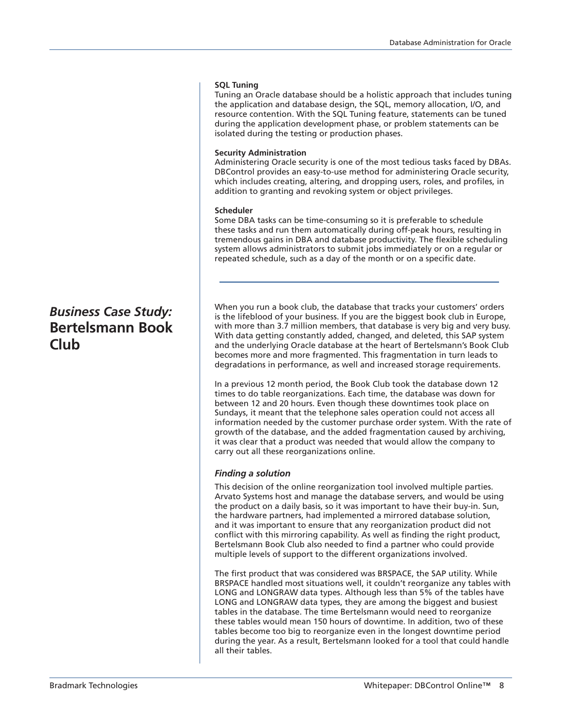**SQL Tuning**

Tuning an Oracle database should be a holistic approach that includes tuning the application and database design, the SQL, memory allocation, I/O, and resource contention. With the SQL Tuning feature, statements can be tuned during the application development phase, or problem statements can be isolated during the testing or production phases.

**Security Administration**

Administering Oracle security is one of the most tedious tasks faced by DBAs. DBControl provides an easy-to-use method for administering Oracle security, which includes creating, altering, and dropping users, roles, and profiles, in addition to granting and revoking system or object privileges.

**Scheduler**

Some DBA tasks can be time-consuming so it is preferable to schedule these tasks and run them automatically during off-peak hours, resulting in tremendous gains in DBA and database productivity. The flexible scheduling system allows administrators to submit jobs immediately or on a regular or repeated schedule, such as a day of the month or on a specific date.

---

## *Business Case Study:* Bertelsmann Book Club

When you run a book club, the database that tracks your customers' orders is the lifeblood of your business. If you are the biggest book club in Europe, with more than 3.7 million members, that database is very big and very busy. With data getting constantly added, changed, and deleted, this SAP system and the underlying Oracle database at the heart of Bertelsmann's Book Club becomes more and more fragmented. This fragmentation in turn leads to degradations in performance, as well and increased storage requirements.

In a previous 12 month period, the Book Club took the database down 12 times to do table reorganizations. Each time, the database was down for between 12 and 20 hours. Even though these downtimes took place on Sundays, it meant that the telephone sales operation could not access all information needed by the customer purchase order system. With the rate of growth of the database, and the added fragmentation caused by archiving, it was clear that a product was needed that would allow the company to carry out all these reorganizations online.

### *Finding a solution*

This decision of the online reorganization tool involved multiple parties. Arvato Systems host and manage the database servers, and would be using the product on a daily basis, so it was important to have their buy-in. Sun, the hardware partners, had implemented a mirrored database solution, and it was important to ensure that any reorganization product did not conflict with this mirroring capability. As well as finding the right product, Bertelsmann Book Club also needed to find a partner who could provide multiple levels of support to the different organizations involved.

The first product that was considered was BRSPACE, the SAP utility. While BRSPACE handled most situations well, it couldn't reorganize any tables with LONG and LONGRAW data types. Although less than 5% of the tables have LONG and LONGRAW data types, they are among the biggest and busiest tables in the database. The time Bertelsmann would need to reorganize these tables would mean 150 hours of downtime. In addition, two of these tables become too big to reorganize even in the longest downtime period during the year. As a result, Bertelsmann looked for a tool that could handle all their tables.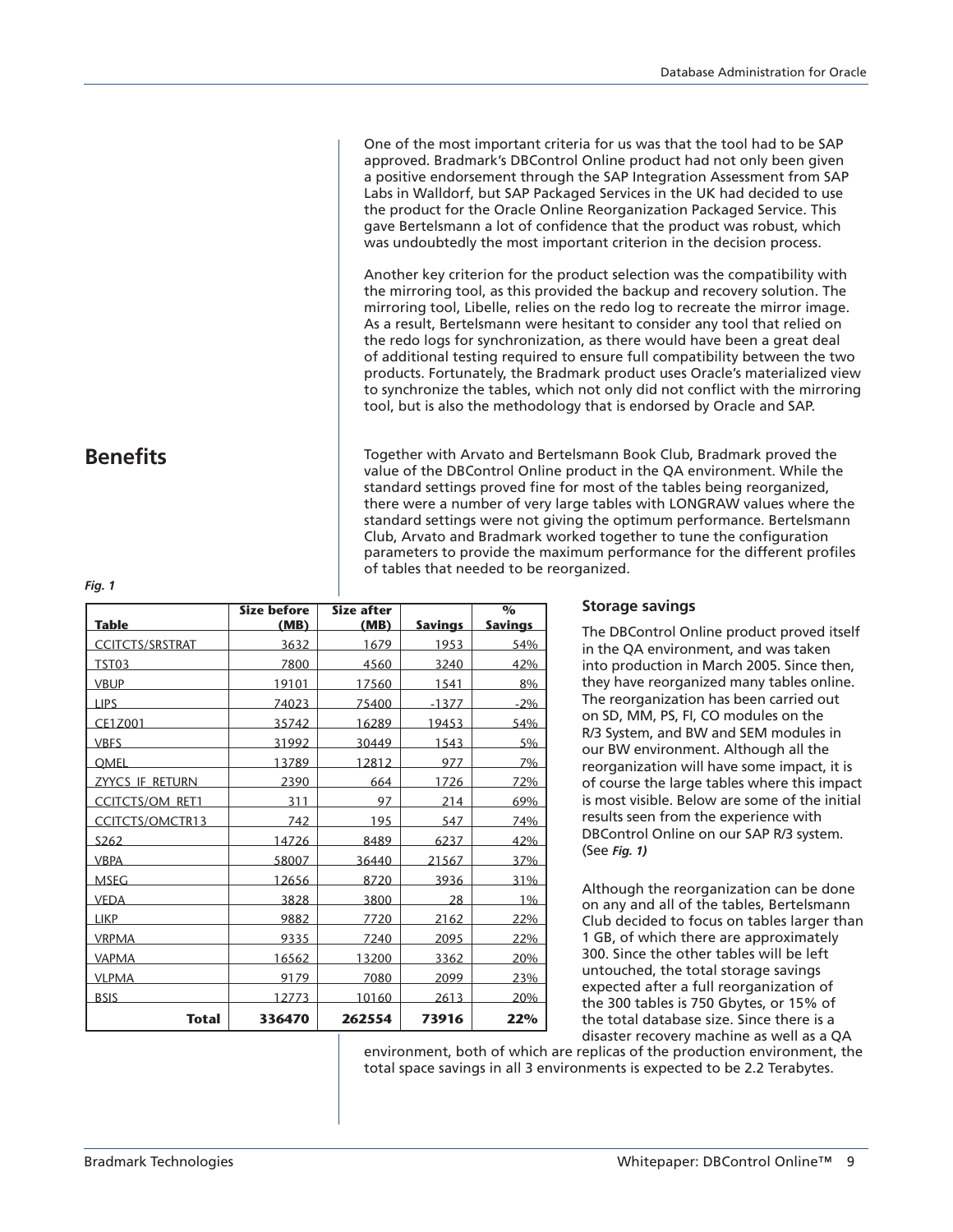One of the most important criteria for us was that the tool had to be SAP approved. Bradmark's DBControl Online product had not only been given a positive endorsement through the SAP Integration Assessment from SAP Labs in Walldorf, but SAP Packaged Services in the UK had decided to use the product for the Oracle Online Reorganization Packaged Service. This gave Bertelsmann a lot of confidence that the product was robust, which was undoubtedly the most important criterion in the decision process.

Another key criterion for the product selection was the compatibility with the mirroring tool, as this provided the backup and recovery solution. The mirroring tool, Libelle, relies on the redo log to recreate the mirror image. As a result, Bertelsmann were hesitant to consider any tool that relied on the redo logs for synchronization, as there would have been a great deal of additional testing required to ensure full compatibility between the two products. Fortunately, the Bradmark product uses Oracle's materialized view to synchronize the tables, which not only did not conflict with the mirroring tool, but is also the methodology that is endorsed by Oracle and SAP.

## Benefits

Together with Arvato and Bertelsmann Book Club, Bradmark proved the value of the DBControl Online product in the QA environment. While the standard settings proved fine for most of the tables being reorganized, there were a number of very large tables with LONGRAW values where the standard settings were not giving the optimum performance. Bertelsmann Club, Arvato and Bradmark worked together to tune the configuration parameters to provide the maximum performance for the different profiles of tables that needed to be reorganized.

### Storage savings

The DBControl Online product proved itself in the QA environment, and was taken into production in March 2005. Since then, they have reorganized many tables online. The reorganization has been carried out on SD, MM, PS, FI, CO modules on the R/3 System, and BW and SEM modules in our BW environment. Although all the reorganization will have some impact, it is of course the large tables where this impact is most visible. Below are some of the initial results seen from the experience with DBControl Online on our SAP R/3 system. (See *Fig. 1)*

***Fig. 1***

| Table | Size before (MB) | Size after (MB) | Savings | % Savings |
|---|---|---|---|---|
| CCITCTS/SRSTRAT | 3632 | 1679 | 1953 | 54% |
| TST03 | 7800 | 4560 | 3240 | 42% |
| VBUP | 19101 | 17560 | 1541 | 8% |
| LIPS | 74023 | 75400 | -1377 | -2% |
| CE1Z001 | 35742 | 16289 | 19453 | 54% |
| VBFS | 31992 | 30449 | 1543 | 5% |
| QMEL | 13789 | 12812 | 977 | 7% |
| ZYYCS_IF_RETURN | 2390 | 664 | 1726 | 72% |
| CCITCTS/OM_RET1 | 311 | 97 | 214 | 69% |
| CCITCTS/OMCTR13 | 742 | 195 | 547 | 74% |
| S262 | 14726 | 8489 | 6237 | 42% |
| VBPA | 58007 | 36440 | 21567 | 37% |
| MSEG | 12656 | 8720 | 3936 | 31% |
| VEDA | 3828 | 3800 | 28 | 1% |
| LIKP | 9882 | 7720 | 2162 | 22% |
| VRPMA | 9335 | 7240 | 2095 | 22% |
| VAPMA | 16562 | 13200 | 3362 | 20% |
| VLPMA | 9179 | 7080 | 2099 | 23% |
| BSIS | 12773 | 10160 | 2613 | 20% |
| **Total** | **336470** | **262554** | **73916** | **22%** |

Although the reorganization can be done on any and all of the tables, Bertelsmann Club decided to focus on tables larger than 1 GB, of which there are approximately 300. Since the other tables will be left untouched, the total storage savings expected after a full reorganization of the 300 tables is 750 Gbytes, or 15% of the total database size. Since there is a disaster recovery machine as well as a QA environment, both of which are replicas of the production environment, the total space savings in all 3 environments is expected to be 2.2 Terabytes.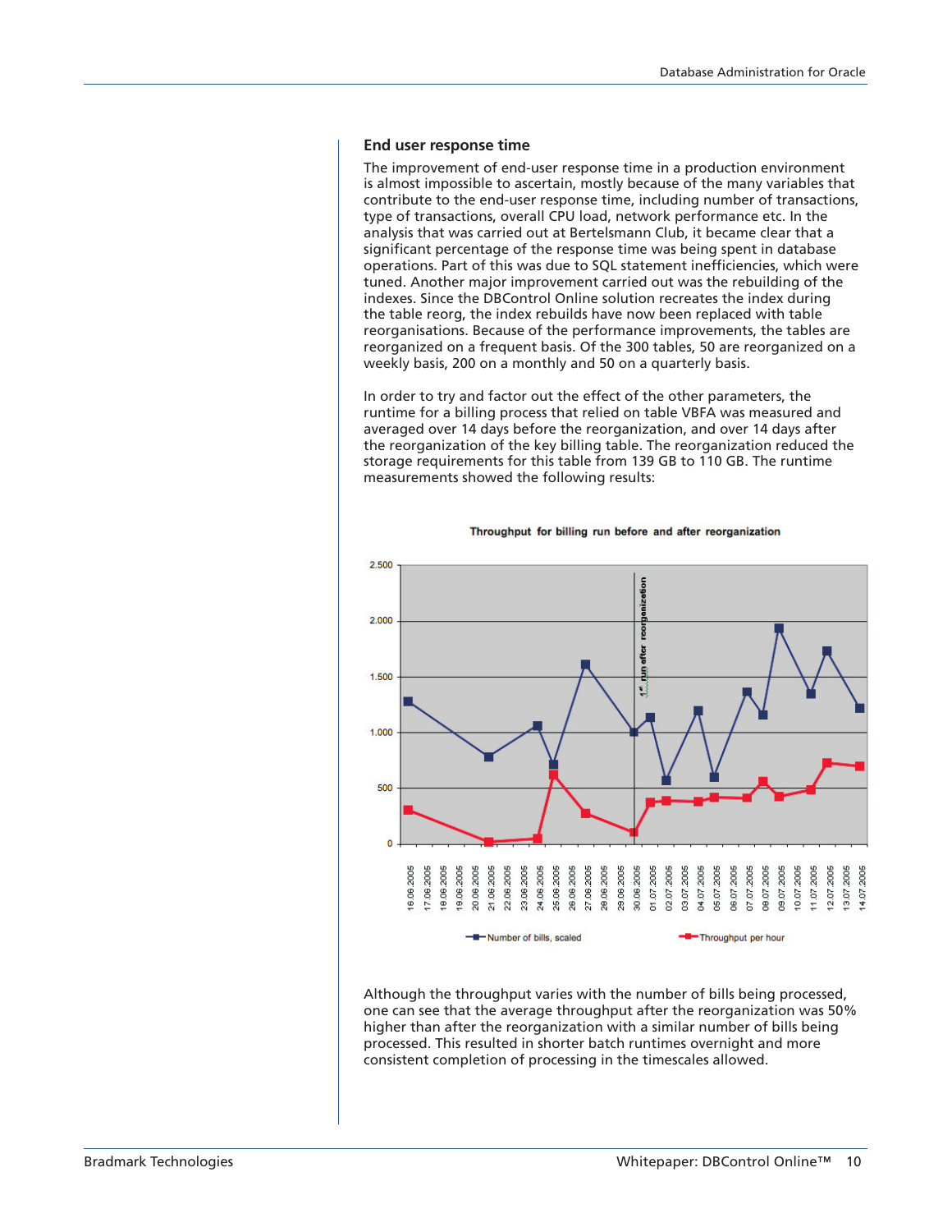### End user response time

The improvement of end-user response time in a production environment is almost impossible to ascertain, mostly because of the many variables that contribute to the end-user response time, including number of transactions, type of transactions, overall CPU load, network performance etc. In the analysis that was carried out at Bertelsmann Club, it became clear that a significant percentage of the response time was being spent in database operations. Part of this was due to SQL statement inefficiencies, which were tuned. Another major improvement carried out was the rebuilding of the indexes. Since the DBControl Online solution recreates the index during the table reorg, the index rebuilds have now been replaced with table reorganisations. Because of the performance improvements, the tables are reorganized on a frequent basis. Of the 300 tables, 50 are reorganized on a weekly basis, 200 on a monthly and 50 on a quarterly basis.

In order to try and factor out the effect of the other parameters, the runtime for a billing process that relied on table VBFA was measured and averaged over 14 days before the reorganization, and over 14 days after the reorganization of the key billing table. The reorganization reduced the storage requirements for this table from 139 GB to 110 GB. The runtime measurements showed the following results:

**Throughput for billing run before and after reorganization**

Although the throughput varies with the number of bills being processed, one can see that the average throughput after the reorganization was 50% higher than after the reorganization with a similar number of bills being processed. This resulted in shorter batch runtimes overnight and more consistent completion of processing in the timescales allowed.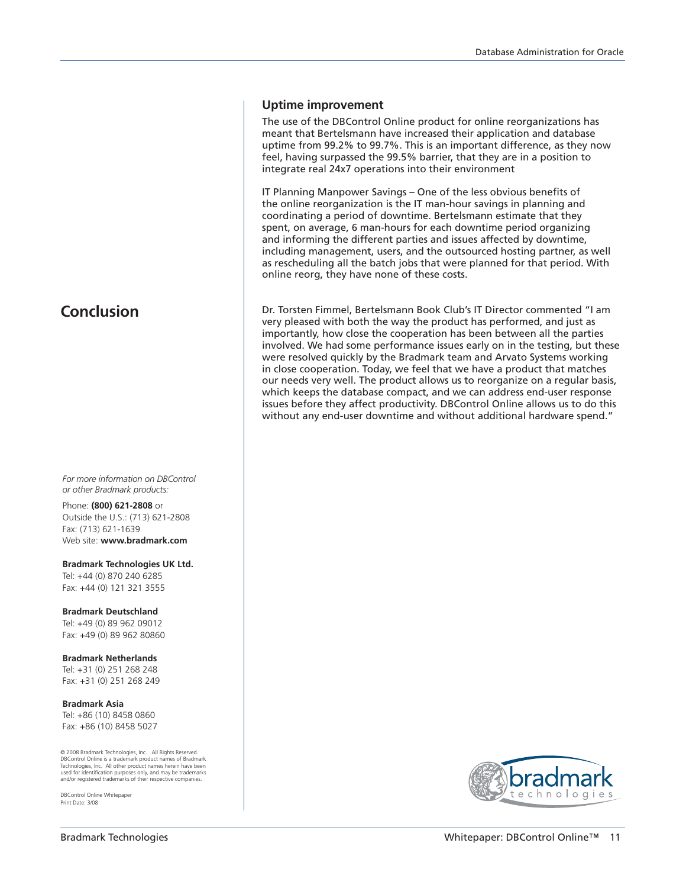### Uptime improvement

The use of the DBControl Online product for online reorganizations has meant that Bertelsmann have increased their application and database uptime from 99.2% to 99.7%. This is an important difference, as they now feel, having surpassed the 99.5% barrier, that they are in a position to integrate real 24x7 operations into their environment

IT Planning Manpower Savings – One of the less obvious benefits of the online reorganization is the IT man-hour savings in planning and coordinating a period of downtime. Bertelsmann estimate that they spent, on average, 6 man-hours for each downtime period organizing and informing the different parties and issues affected by downtime, including management, users, and the outsourced hosting partner, as well as rescheduling all the batch jobs that were planned for that period. With online reorg, they have none of these costs.

## Conclusion

Dr. Torsten Fimmel, Bertelsmann Book Club's IT Director commented "I am very pleased with both the way the product has performed, and just as importantly, how close the cooperation has been between all the parties involved. We had some performance issues early on in the testing, but these were resolved quickly by the Bradmark team and Arvato Systems working in close cooperation. Today, we feel that we have a product that matches our needs very well. The product allows us to reorganize on a regular basis, which keeps the database compact, and we can address end-user response issues before they affect productivity. DBControl Online allows us to do this without any end-user downtime and without additional hardware spend."

*For more information on DBControl or other Bradmark products:*

Phone: **(800) 621-2808** or
Outside the U.S.: (713) 621-2808
Fax: (713) 621-1639
Web site: **www.bradmark.com**

**Bradmark Technologies UK Ltd.**
Tel: +44 (0) 870 240 6285
Fax: +44 (0) 121 321 3555

**Bradmark Deutschland**
Tel: +49 (0) 89 962 09012
Fax: +49 (0) 89 962 80860

**Bradmark Netherlands**
Tel: +31 (0) 251 268 248
Fax: +31 (0) 251 268 249

**Bradmark Asia**
Tel: +86 (10) 8458 0860
Fax: +86 (10) 8458 5027

© 2008 Bradmark Technologies, Inc. All Rights Reserved. DBControl Online is a trademark product names of Bradmark Technologies, Inc. All other product names herein have been used for identification purposes only, and may be trademarks and/or registered trademarks of their respective companies.

DBControl Online Whitepaper
Print Date: 3/08

bradmark technologies